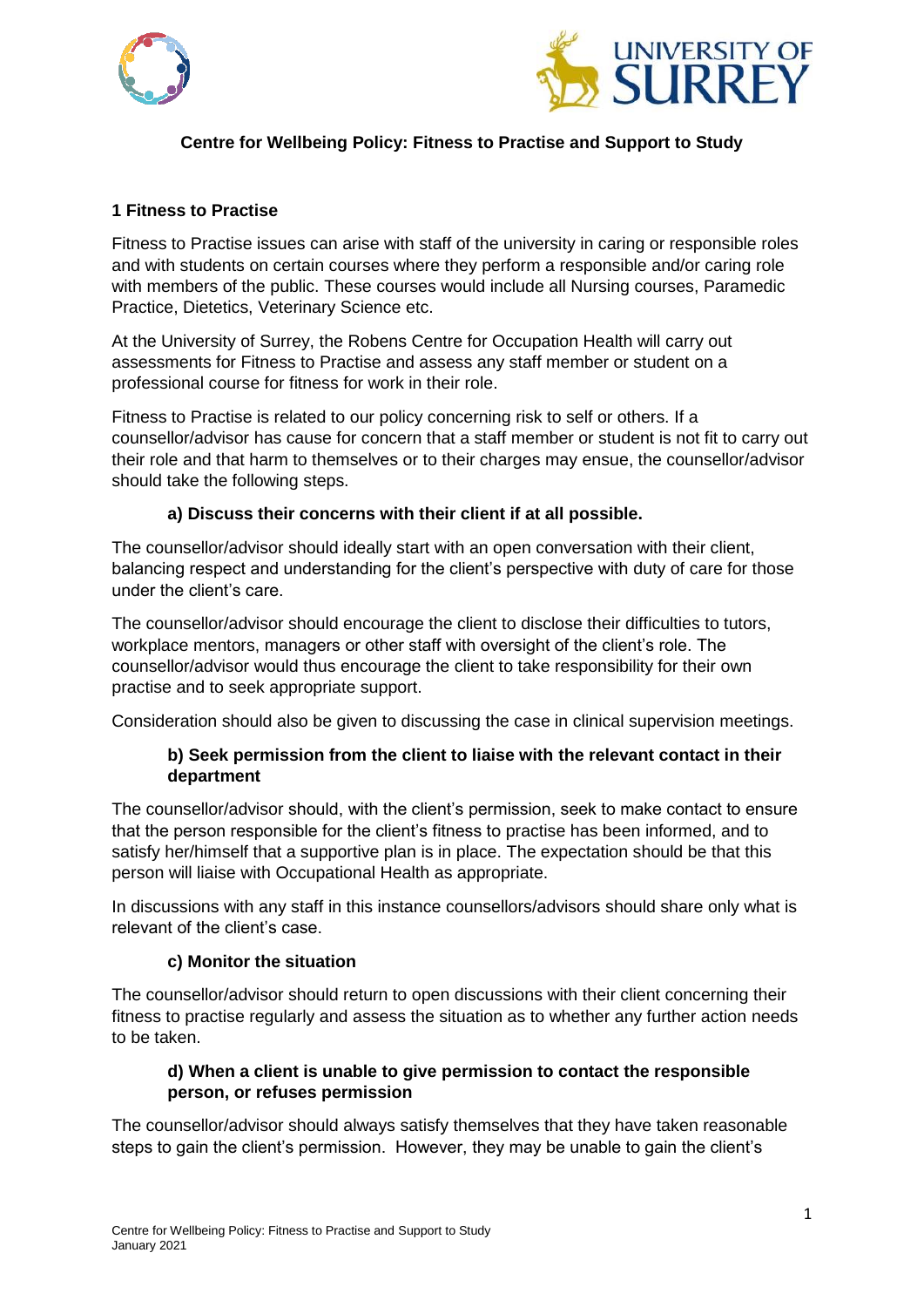# Centre for Wellbeing Policy: Fitness to Practise and Support to Study

## 1 Fitness to Practise

Fitness to Practise issues can arise with staff of the university in caring or responsible roles and with students on certain courses where they perform a responsible and/or caring role with members of the public. These courses would include all Nursing courses, Paramedic Practice, Dietetics, Veterinary Science etc.

At the University of Surrey, the Robens Centre for Occupation Health will carry out assessments for Fitness to Practise and assess any staff member or student on a professional course for fitness for work in their role.

Fitness to Practise is related to our policy concerning risk to self or others. If a counsellor/advisor has cause for concern that a staff member or student is not fit to carry out their role and that harm to themselves or to their charges may ensue, the counsellor/advisor should take the following steps.

### a) Discuss their concerns with their client if at all possible.

The counsellor/advisor should ideally start with an open conversation with their client, balancing respect and understanding for the client's perspective with duty of care for those under the client's care.

The counsellor/advisor should encourage the client to disclose their difficulties to tutors, workplace mentors, managers or other staff with oversight of the client's role. The counsellor/advisor would thus encourage the client to take responsibility for their own practise and to seek appropriate support.

Consideration should also be given to discussing the case in clinical supervision meetings.

### b) Seek permission from the client to liaise with the relevant contact in their department

The counsellor/advisor should, with the client's permission, seek to make contact to ensure that the person responsible for the client's fitness to practise has been informed, and to satisfy her/himself that a supportive plan is in place. The expectation should be that this person will liaise with Occupational Health as appropriate.

In discussions with any staff in this instance counsellors/advisors should share only what is relevant of the client's case.

### c) Monitor the situation

The counsellor/advisor should return to open discussions with their client concerning their fitness to practise regularly and assess the situation as to whether any further action needs to be taken.

### d) When a client is unable to give permission to contact the responsible person, or refuses permission

The counsellor/advisor should always satisfy themselves that they have taken reasonable steps to gain the client's permission. However, they may be unable to gain the client's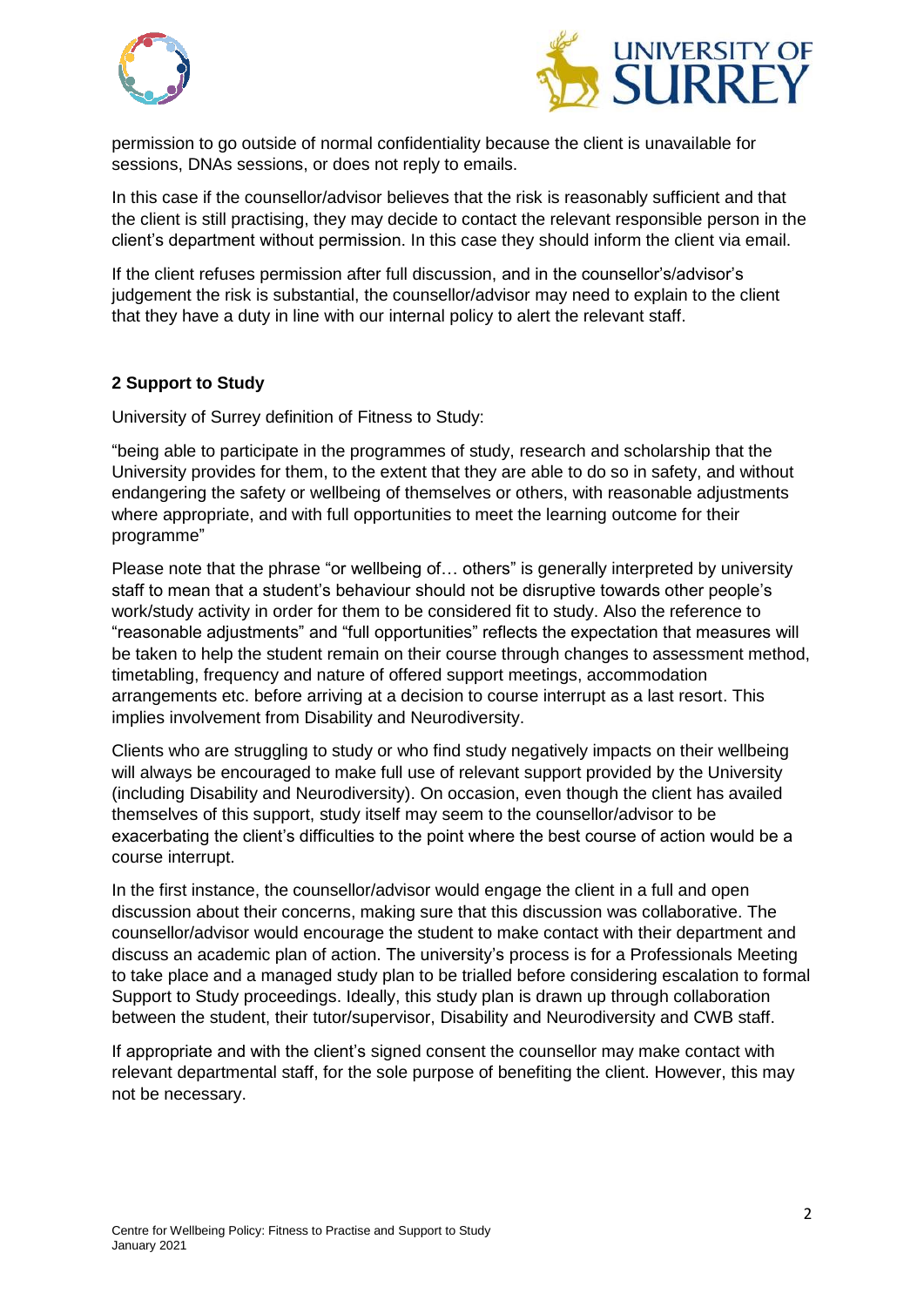permission to go outside of normal confidentiality because the client is unavailable for sessions, DNAs sessions, or does not reply to emails.

In this case if the counsellor/advisor believes that the risk is reasonably sufficient and that the client is still practising, they may decide to contact the relevant responsible person in the client's department without permission. In this case they should inform the client via email.

If the client refuses permission after full discussion, and in the counsellor's/advisor's judgement the risk is substantial, the counsellor/advisor may need to explain to the client that they have a duty in line with our internal policy to alert the relevant staff.

## 2 Support to Study

University of Surrey definition of Fitness to Study:

"being able to participate in the programmes of study, research and scholarship that the University provides for them, to the extent that they are able to do so in safety, and without endangering the safety or wellbeing of themselves or others, with reasonable adjustments where appropriate, and with full opportunities to meet the learning outcome for their programme"

Please note that the phrase "or wellbeing of… others" is generally interpreted by university staff to mean that a student's behaviour should not be disruptive towards other people's work/study activity in order for them to be considered fit to study. Also the reference to "reasonable adjustments" and "full opportunities" reflects the expectation that measures will be taken to help the student remain on their course through changes to assessment method, timetabling, frequency and nature of offered support meetings, accommodation arrangements etc. before arriving at a decision to course interrupt as a last resort. This implies involvement from Disability and Neurodiversity.

Clients who are struggling to study or who find study negatively impacts on their wellbeing will always be encouraged to make full use of relevant support provided by the University (including Disability and Neurodiversity). On occasion, even though the client has availed themselves of this support, study itself may seem to the counsellor/advisor to be exacerbating the client's difficulties to the point where the best course of action would be a course interrupt.

In the first instance, the counsellor/advisor would engage the client in a full and open discussion about their concerns, making sure that this discussion was collaborative. The counsellor/advisor would encourage the student to make contact with their department and discuss an academic plan of action. The university's process is for a Professionals Meeting to take place and a managed study plan to be trialled before considering escalation to formal Support to Study proceedings. Ideally, this study plan is drawn up through collaboration between the student, their tutor/supervisor, Disability and Neurodiversity and CWB staff.

If appropriate and with the client's signed consent the counsellor may make contact with relevant departmental staff, for the sole purpose of benefiting the client. However, this may not be necessary.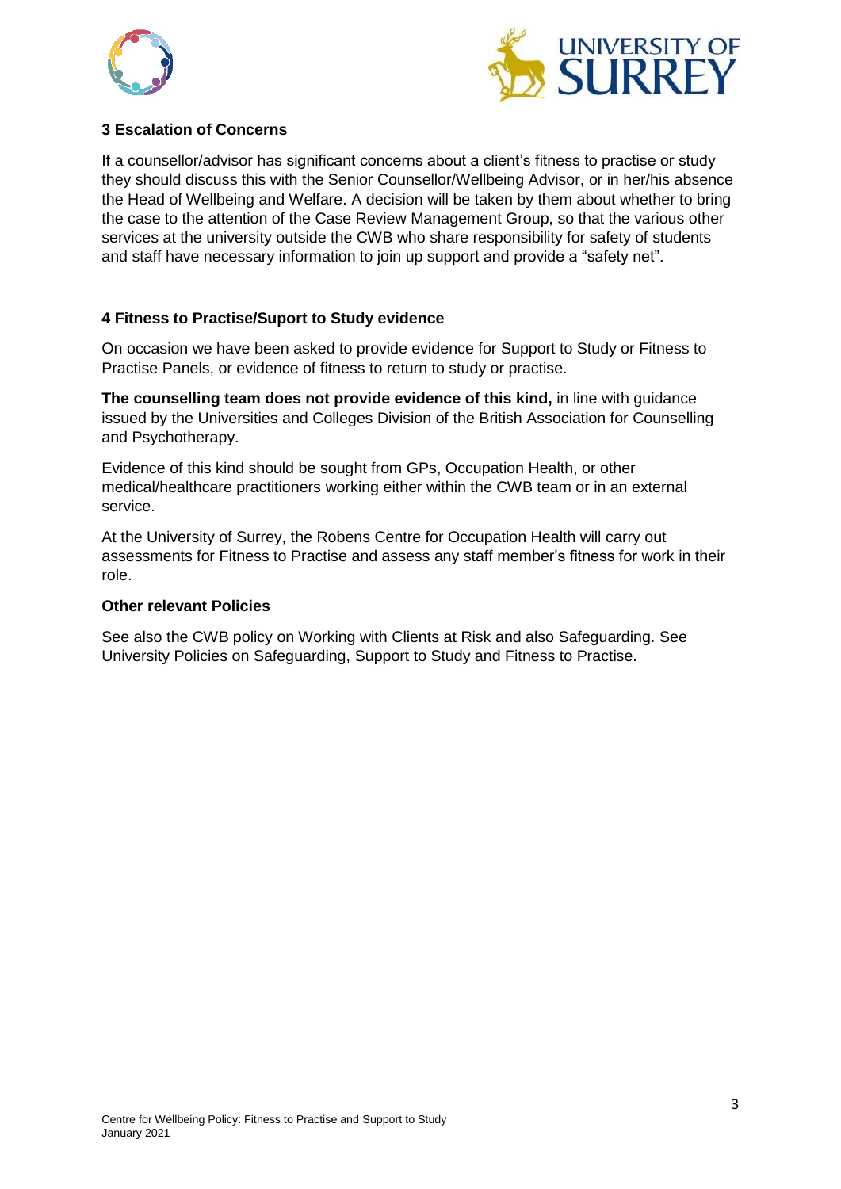## 3 Escalation of Concerns

If a counsellor/advisor has significant concerns about a client's fitness to practise or study they should discuss this with the Senior Counsellor/Wellbeing Advisor, or in her/his absence the Head of Wellbeing and Welfare. A decision will be taken by them about whether to bring the case to the attention of the Case Review Management Group, so that the various other services at the university outside the CWB who share responsibility for safety of students and staff have necessary information to join up support and provide a "safety net".

## 4 Fitness to Practise/Suport to Study evidence

On occasion we have been asked to provide evidence for Support to Study or Fitness to Practise Panels, or evidence of fitness to return to study or practise.

**The counselling team does not provide evidence of this kind,** in line with guidance issued by the Universities and Colleges Division of the British Association for Counselling and Psychotherapy.

Evidence of this kind should be sought from GPs, Occupation Health, or other medical/healthcare practitioners working either within the CWB team or in an external service.

At the University of Surrey, the Robens Centre for Occupation Health will carry out assessments for Fitness to Practise and assess any staff member's fitness for work in their role.

### Other relevant Policies

See also the CWB policy on Working with Clients at Risk and also Safeguarding. See University Policies on Safeguarding, Support to Study and Fitness to Practise.